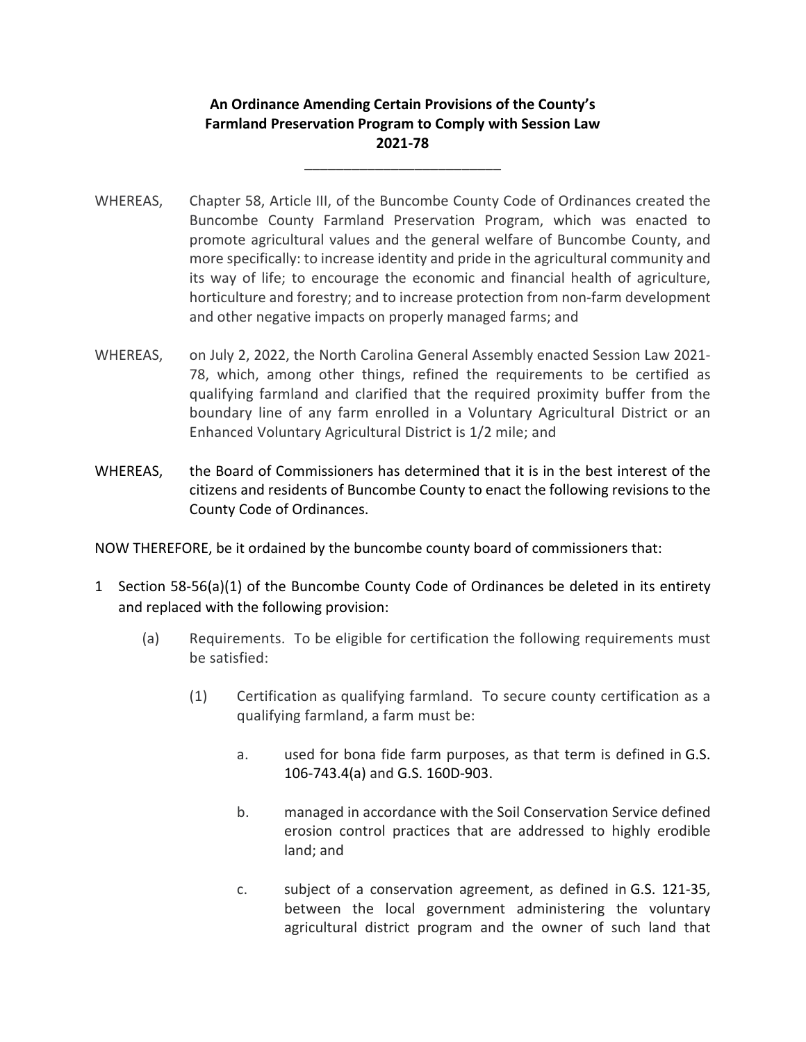# An Ordinance Amending Certain Provisions of the County's Farmland Preservation Program to Comply with Session Law 2021-78

\_\_\_\_\_\_\_\_\_\_\_\_\_\_\_\_\_\_\_\_\_\_\_\_\_\_

WHEREAS, Chapter 58, Article III, of the Buncombe County Code of Ordinances created the Buncombe County Farmland Preservation Program, which was enacted to promote agricultural values and the general welfare of Buncombe County, and more specifically: to increase identity and pride in the agricultural community and its way of life; to encourage the economic and financial health of agriculture, horticulture and forestry; and to increase protection from non-farm development and other negative impacts on properly managed farms; and

WHEREAS, on July 2, 2022, the North Carolina General Assembly enacted Session Law 2021-78, which, among other things, refined the requirements to be certified as qualifying farmland and clarified that the required proximity buffer from the boundary line of any farm enrolled in a Voluntary Agricultural District or an Enhanced Voluntary Agricultural District is 1/2 mile; and

WHEREAS, the Board of Commissioners has determined that it is in the best interest of the citizens and residents of Buncombe County to enact the following revisions to the County Code of Ordinances.

NOW THEREFORE, be it ordained by the buncombe county board of commissioners that:

1 Section 58-56(a)(1) of the Buncombe County Code of Ordinances be deleted in its entirety and replaced with the following provision:

(a) Requirements. To be eligible for certification the following requirements must be satisfied:

(1) Certification as qualifying farmland. To secure county certification as a qualifying farmland, a farm must be:

a. used for bona fide farm purposes, as that term is defined in G.S. 106-743.4(a) and G.S. 160D-903.

b. managed in accordance with the Soil Conservation Service defined erosion control practices that are addressed to highly erodible land; and

c. subject of a conservation agreement, as defined in G.S. 121-35, between the local government administering the voluntary agricultural district program and the owner of such land that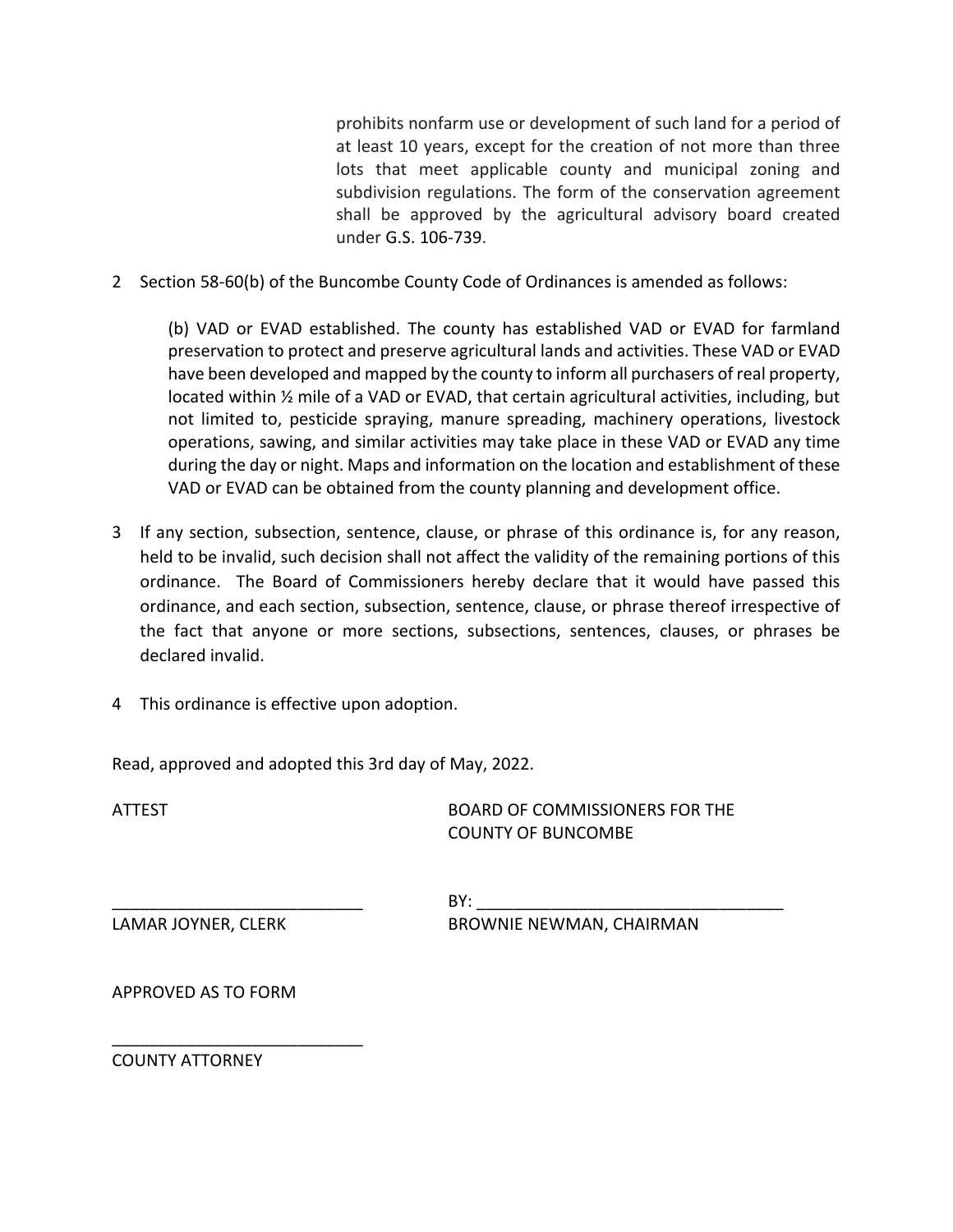prohibits nonfarm use or development of such land for a period of at least 10 years, except for the creation of not more than three lots that meet applicable county and municipal zoning and subdivision regulations. The form of the conservation agreement shall be approved by the agricultural advisory board created under G.S. 106-739.

2 Section 58-60(b) of the Buncombe County Code of Ordinances is amended as follows:

(b) VAD or EVAD established. The county has established VAD or EVAD for farmland preservation to protect and preserve agricultural lands and activities. These VAD or EVAD have been developed and mapped by the county to inform all purchasers of real property, located within ½ mile of a VAD or EVAD, that certain agricultural activities, including, but not limited to, pesticide spraying, manure spreading, machinery operations, livestock operations, sawing, and similar activities may take place in these VAD or EVAD any time during the day or night. Maps and information on the location and establishment of these VAD or EVAD can be obtained from the county planning and development office.

3 If any section, subsection, sentence, clause, or phrase of this ordinance is, for any reason, held to be invalid, such decision shall not affect the validity of the remaining portions of this ordinance. The Board of Commissioners hereby declare that it would have passed this ordinance, and each section, subsection, sentence, clause, or phrase thereof irrespective of the fact that anyone or more sections, subsections, sentences, clauses, or phrases be declared invalid.

4 This ordinance is effective upon adoption.

Read, approved and adopted this 3rd day of May, 2022.

ATTEST

BOARD OF COMMISSIONERS FOR THE COUNTY OF BUNCOMBE

____________________________

LAMAR JOYNER, CLERK

BY: __________________________________

BROWNIE NEWMAN, CHAIRMAN

APPROVED AS TO FORM

____________________________

COUNTY ATTORNEY